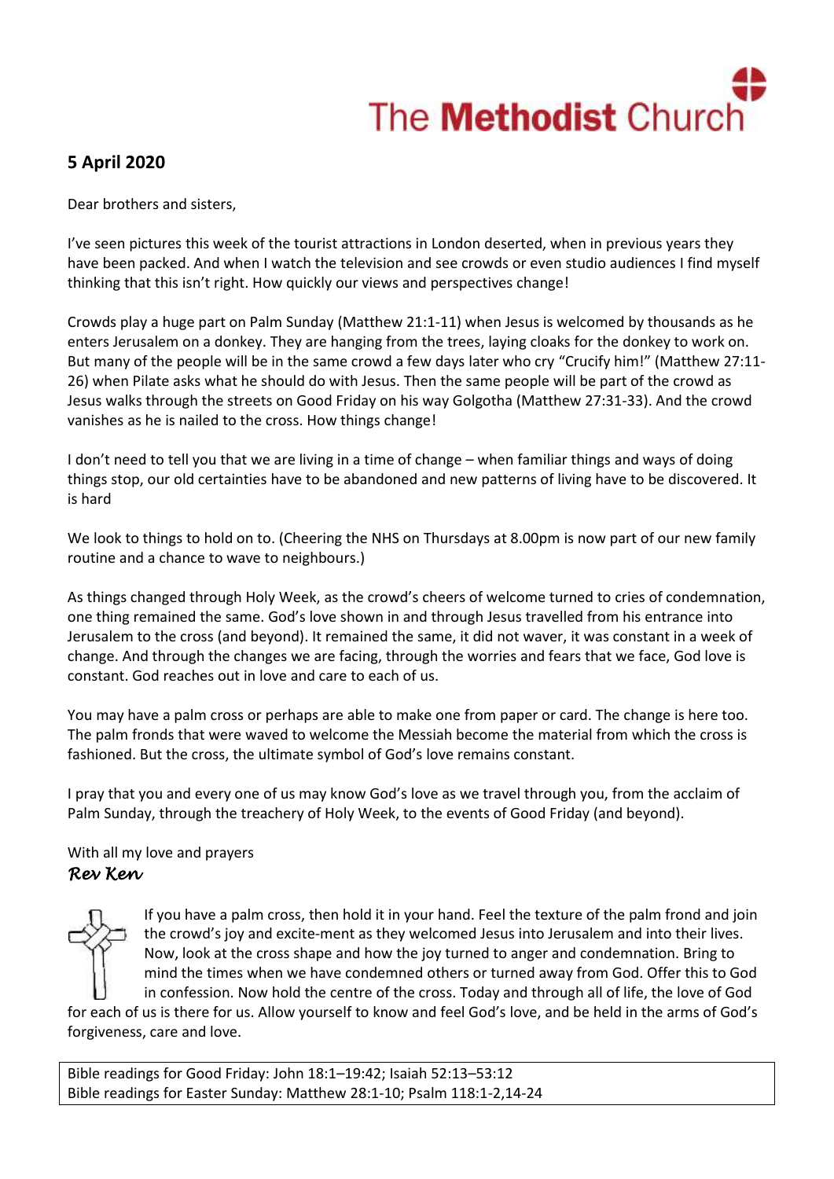The **Methodist** Church

## 5 April 2020

Dear brothers and sisters,

I've seen pictures this week of the tourist attractions in London deserted, when in previous years they have been packed. And when I watch the television and see crowds or even studio audiences I find myself thinking that this isn't right. How quickly our views and perspectives change!

Crowds play a huge part on Palm Sunday (Matthew 21:1-11) when Jesus is welcomed by thousands as he enters Jerusalem on a donkey. They are hanging from the trees, laying cloaks for the donkey to work on. But many of the people will be in the same crowd a few days later who cry "Crucify him!" (Matthew 27:11-26) when Pilate asks what he should do with Jesus. Then the same people will be part of the crowd as Jesus walks through the streets on Good Friday on his way Golgotha (Matthew 27:31-33). And the crowd vanishes as he is nailed to the cross. How things change!

I don't need to tell you that we are living in a time of change – when familiar things and ways of doing things stop, our old certainties have to be abandoned and new patterns of living have to be discovered. It is hard

We look to things to hold on to. (Cheering the NHS on Thursdays at 8.00pm is now part of our new family routine and a chance to wave to neighbours.)

As things changed through Holy Week, as the crowd's cheers of welcome turned to cries of condemnation, one thing remained the same. God's love shown in and through Jesus travelled from his entrance into Jerusalem to the cross (and beyond). It remained the same, it did not waver, it was constant in a week of change. And through the changes we are facing, through the worries and fears that we face, God love is constant. God reaches out in love and care to each of us.

You may have a palm cross or perhaps are able to make one from paper or card. The change is here too. The palm fronds that were waved to welcome the Messiah become the material from which the cross is fashioned. But the cross, the ultimate symbol of God's love remains constant.

I pray that you and every one of us may know God's love as we travel through you, from the acclaim of Palm Sunday, through the treachery of Holy Week, to the events of Good Friday (and beyond).

With all my love and prayers

*Rev Ken*

If you have a palm cross, then hold it in your hand. Feel the texture of the palm frond and join the crowd's joy and excite-ment as they welcomed Jesus into Jerusalem and into their lives. Now, look at the cross shape and how the joy turned to anger and condemnation. Bring to mind the times when we have condemned others or turned away from God. Offer this to God in confession. Now hold the centre of the cross. Today and through all of life, the love of God for each of us is there for us. Allow yourself to know and feel God's love, and be held in the arms of God's forgiveness, care and love.

Bible readings for Good Friday: John 18:1–19:42; Isaiah 52:13–53:12
Bible readings for Easter Sunday: Matthew 28:1-10; Psalm 118:1-2,14-24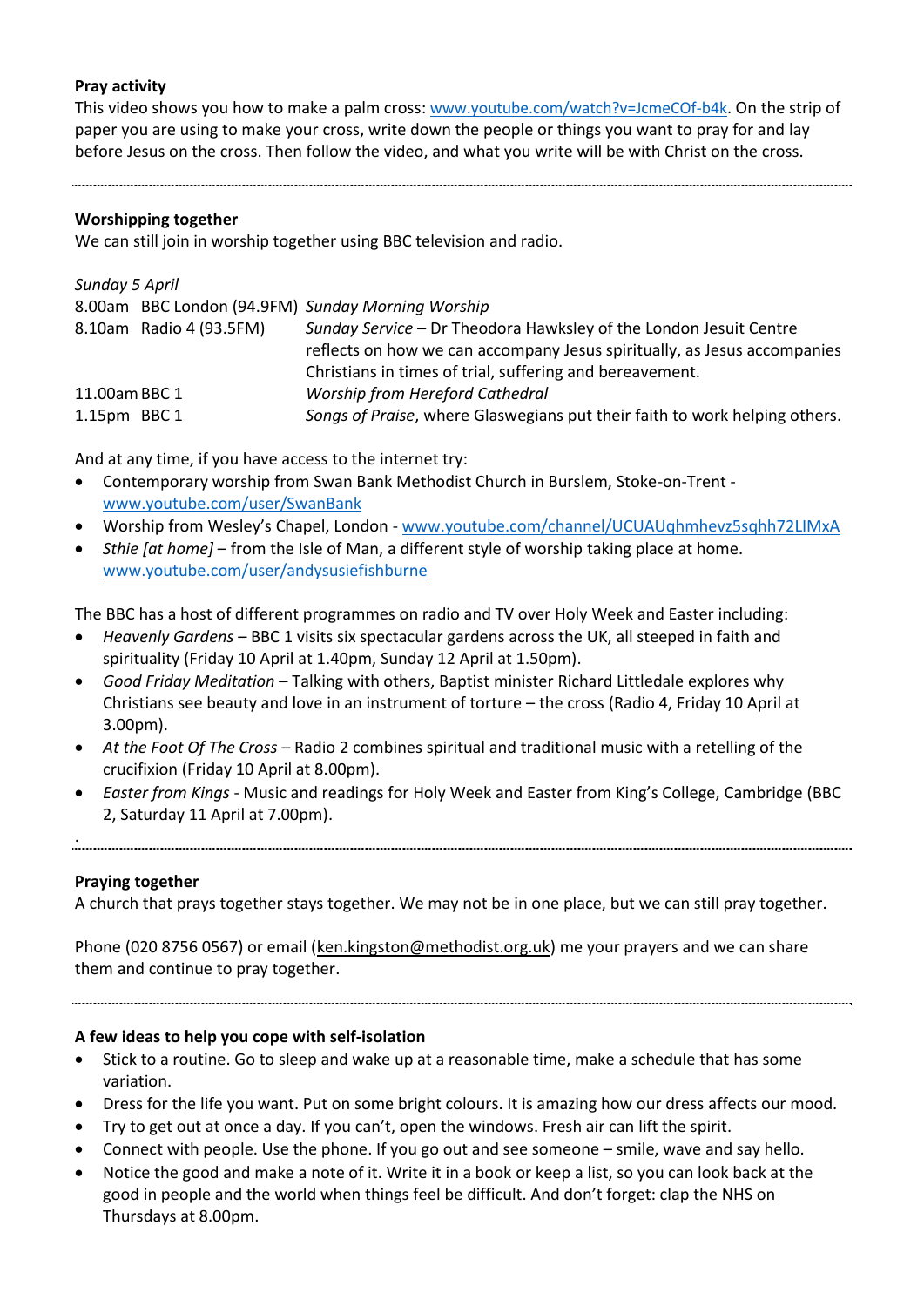**Pray activity**

This video shows you how to make a palm cross: www.youtube.com/watch?v=JcmeCOf-b4k. On the strip of paper you are using to make your cross, write down the people or things you want to pray for and lay before Jesus on the cross. Then follow the video, and what you write will be with Christ on the cross.

---

**Worshipping together**

We can still join in worship together using BBC television and radio.

*Sunday 5 April*

| | | |
|---|---|---|
| 8.00am | BBC London (94.9FM) | *Sunday Morning Worship* |
| 8.10am | Radio 4 (93.5FM) | *Sunday Service* – Dr Theodora Hawksley of the London Jesuit Centre reflects on how we can accompany Jesus spiritually, as Jesus accompanies Christians in times of trial, suffering and bereavement. |
| 11.00am | BBC 1 | *Worship from Hereford Cathedral* |
| 1.15pm | BBC 1 | *Songs of Praise*, where Glaswegians put their faith to work helping others. |

And at any time, if you have access to the internet try:

- Contemporary worship from Swan Bank Methodist Church in Burslem, Stoke-on-Trent - www.youtube.com/user/SwanBank
- Worship from Wesley's Chapel, London - www.youtube.com/channel/UCUAUqhmhevz5sqhh72LIMxA
- *Sthie [at home]* – from the Isle of Man, a different style of worship taking place at home. www.youtube.com/user/andysusiefishburne

The BBC has a host of different programmes on radio and TV over Holy Week and Easter including:

- *Heavenly Gardens* – BBC 1 visits six spectacular gardens across the UK, all steeped in faith and spirituality (Friday 10 April at 1.40pm, Sunday 12 April at 1.50pm).
- *Good Friday Meditation* – Talking with others, Baptist minister Richard Littledale explores why Christians see beauty and love in an instrument of torture – the cross (Radio 4, Friday 10 April at 3.00pm).
- *At the Foot Of The Cross* – Radio 2 combines spiritual and traditional music with a retelling of the crucifixion (Friday 10 April at 8.00pm).
- *Easter from Kings* - Music and readings for Holy Week and Easter from King's College, Cambridge (BBC 2, Saturday 11 April at 7.00pm).

---

**Praying together**

A church that prays together stays together. We may not be in one place, but we can still pray together.

Phone (020 8756 0567) or email (ken.kingston@methodist.org.uk) me your prayers and we can share them and continue to pray together.

---

**A few ideas to help you cope with self-isolation**

- Stick to a routine. Go to sleep and wake up at a reasonable time, make a schedule that has some variation.
- Dress for the life you want. Put on some bright colours. It is amazing how our dress affects our mood.
- Try to get out at once a day. If you can't, open the windows. Fresh air can lift the spirit.
- Connect with people. Use the phone. If you go out and see someone – smile, wave and say hello.
- Notice the good and make a note of it. Write it in a book or keep a list, so you can look back at the good in people and the world when things feel be difficult. And don't forget: clap the NHS on Thursdays at 8.00pm.